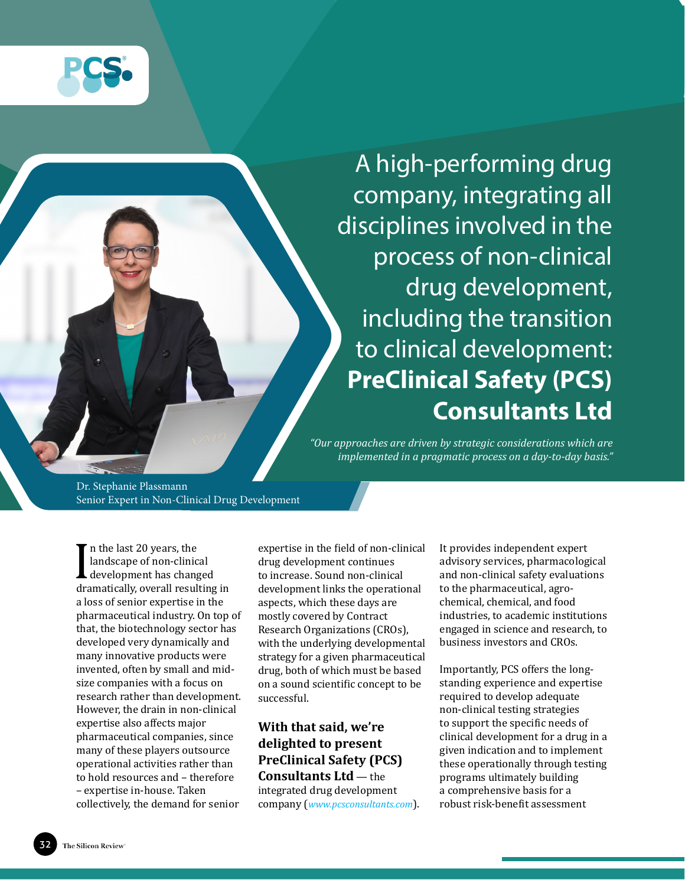# A high-performing drug company, integrating all disciplines involved in the process of non-clinical drug development, including the transition to clinical development: **PreClinical Safety (PCS) Consultants Ltd**

*"Our approaches are driven by strategic considerations which are implemented in a pragmatic process on a day-to-day basis."*

Dr. Stephanie Plassmann
Senior Expert in Non-Clinical Drug Development

In the last 20 years, the landscape of non-clinical development has changed dramatically, overall resulting in a loss of senior expertise in the pharmaceutical industry. On top of that, the biotechnology sector has developed very dynamically and many innovative products were invented, often by small and mid-size companies with a focus on research rather than development. However, the drain in non-clinical expertise also affects major pharmaceutical companies, since many of these players outsource operational activities rather than to hold resources and – therefore – expertise in-house. Taken collectively, the demand for senior expertise in the field of non-clinical drug development continues to increase. Sound non-clinical development links the operational aspects, which these days are mostly covered by Contract Research Organizations (CROs), with the underlying developmental strategy for a given pharmaceutical drug, both of which must be based on a sound scientific concept to be successful.

**With that said, we're delighted to present PreClinical Safety (PCS) Consultants Ltd** — the integrated drug development company (*www.pcsconsultants.com*). It provides independent expert advisory services, pharmacological and non-clinical safety evaluations to the pharmaceutical, agro-chemical, chemical, and food industries, to academic institutions engaged in science and research, to business investors and CROs.

Importantly, PCS offers the long-standing experience and expertise required to develop adequate non-clinical testing strategies to support the specific needs of clinical development for a drug in a given indication and to implement these operationally through testing programs ultimately building a comprehensive basis for a robust risk-benefit assessment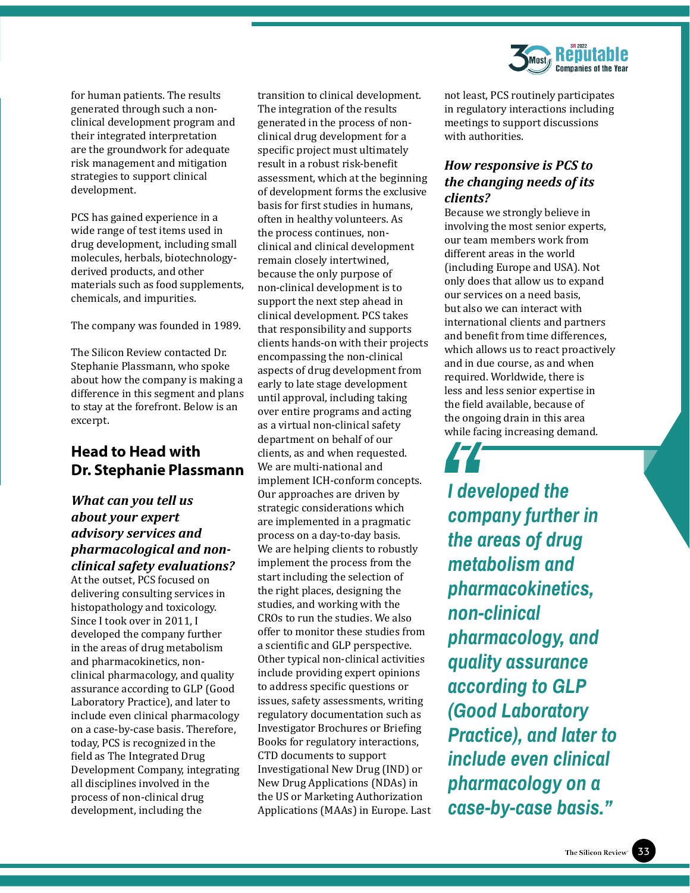for human patients. The results generated through such a non-clinical development program and their integrated interpretation are the groundwork for adequate risk management and mitigation strategies to support clinical development.

PCS has gained experience in a wide range of test items used in drug development, including small molecules, herbals, biotechnology-derived products, and other materials such as food supplements, chemicals, and impurities.

The company was founded in 1989.

The Silicon Review contacted Dr. Stephanie Plassmann, who spoke about how the company is making a difference in this segment and plans to stay at the forefront. Below is an excerpt.

## Head to Head with Dr. Stephanie Plassmann

### *What can you tell us about your expert advisory services and pharmacological and non-clinical safety evaluations?*

At the outset, PCS focused on delivering consulting services in histopathology and toxicology. Since I took over in 2011, I developed the company further in the areas of drug metabolism and pharmacokinetics, non-clinical pharmacology, and quality assurance according to GLP (Good Laboratory Practice), and later to include even clinical pharmacology on a case-by-case basis. Therefore, today, PCS is recognized in the field as The Integrated Drug Development Company, integrating all disciplines involved in the process of non-clinical drug development, including the transition to clinical development. The integration of the results generated in the process of non-clinical drug development for a specific project must ultimately result in a robust risk-benefit assessment, which at the beginning of development forms the exclusive basis for first studies in humans, often in healthy volunteers. As the process continues, non-clinical and clinical development remain closely intertwined, because the only purpose of non-clinical development is to support the next step ahead in clinical development. PCS takes that responsibility and supports clients hands-on with their projects encompassing the non-clinical aspects of drug development from early to late stage development until approval, including taking over entire programs and acting as a virtual non-clinical safety department on behalf of our clients, as and when requested. We are multi-national and implement ICH-conform concepts. Our approaches are driven by strategic considerations which are implemented in a pragmatic process on a day-to-day basis. We are helping clients to robustly implement the process from the start including the selection of the right places, designing the studies, and working with the CROs to run the studies. We also offer to monitor these studies from a scientific and GLP perspective. Other typical non-clinical activities include providing expert opinions to address specific questions or issues, safety assessments, writing regulatory documentation such as Investigator Brochures or Briefing Books for regulatory interactions, CTD documents to support Investigational New Drug (IND) or New Drug Applications (NDAs) in the US or Marketing Authorization Applications (MAAs) in Europe. Last not least, PCS routinely participates in regulatory interactions including meetings to support discussions with authorities.

### *How responsive is PCS to the changing needs of its clients?*

Because we strongly believe in involving the most senior experts, our team members work from different areas in the world (including Europe and USA). Not only does that allow us to expand our services on a need basis, but also we can interact with international clients and partners and benefit from time differences, which allows us to react proactively and in due course, as and when required. Worldwide, there is less and less senior expertise in the field available, because of the ongoing drain in this area while facing increasing demand.

> ***"I developed the company further in the areas of drug metabolism and pharmacokinetics, non-clinical pharmacology, and quality assurance according to GLP (Good Laboratory Practice), and later to include even clinical pharmacology on a case-by-case basis."***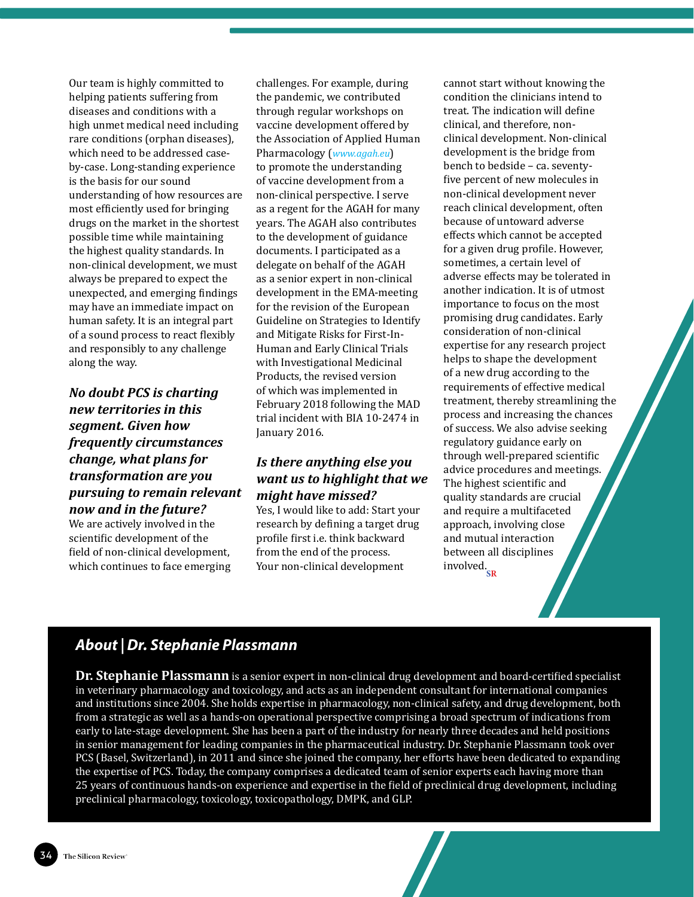Our team is highly committed to helping patients suffering from diseases and conditions with a high unmet medical need including rare conditions (orphan diseases), which need to be addressed case-by-case. Long-standing experience is the basis for our sound understanding of how resources are most efficiently used for bringing drugs on the market in the shortest possible time while maintaining the highest quality standards. In non-clinical development, we must always be prepared to expect the unexpected, and emerging findings may have an immediate impact on human safety. It is an integral part of a sound process to react flexibly and responsibly to any challenge along the way.

***No doubt PCS is charting new territories in this segment. Given how frequently circumstances change, what plans for transformation are you pursuing to remain relevant now and in the future?***

We are actively involved in the scientific development of the field of non-clinical development, which continues to face emerging challenges. For example, during the pandemic, we contributed through regular workshops on vaccine development offered by the Association of Applied Human Pharmacology (*www.agah.eu*) to promote the understanding of vaccine development from a non-clinical perspective. I serve as a regent for the AGAH for many years. The AGAH also contributes to the development of guidance documents. I participated as a delegate on behalf of the AGAH as a senior expert in non-clinical development in the EMA-meeting for the revision of the European Guideline on Strategies to Identify and Mitigate Risks for First-In-Human and Early Clinical Trials with Investigational Medicinal Products, the revised version of which was implemented in February 2018 following the MAD trial incident with BIA 10-2474 in January 2016.

***Is there anything else you want us to highlight that we might have missed?***

Yes, I would like to add: Start your research by defining a target drug profile first i.e. think backward from the end of the process. Your non-clinical development cannot start without knowing the condition the clinicians intend to treat. The indication will define clinical, and therefore, non-clinical development. Non-clinical development is the bridge from bench to bedside – ca. seventy-five percent of new molecules in non-clinical development never reach clinical development, often because of untoward adverse effects which cannot be accepted for a given drug profile. However, sometimes, a certain level of adverse effects may be tolerated in another indication. It is of utmost importance to focus on the most promising drug candidates. Early consideration of non-clinical expertise for any research project helps to shape the development of a new drug according to the requirements of effective medical treatment, thereby streamlining the process and increasing the chances of success. We also advise seeking regulatory guidance early on through well-prepared scientific advice procedures and meetings. The highest scientific and quality standards are crucial and require a multifaceted approach, involving close and mutual interaction between all disciplines involved. SR

## *About | Dr. Stephanie Plassmann*

**Dr. Stephanie Plassmann** is a senior expert in non-clinical drug development and board-certified specialist in veterinary pharmacology and toxicology, and acts as an independent consultant for international companies and institutions since 2004. She holds expertise in pharmacology, non-clinical safety, and drug development, both from a strategic as well as a hands-on operational perspective comprising a broad spectrum of indications from early to late-stage development. She has been a part of the industry for nearly three decades and held positions in senior management for leading companies in the pharmaceutical industry. Dr. Stephanie Plassmann took over PCS (Basel, Switzerland), in 2011 and since she joined the company, her efforts have been dedicated to expanding the expertise of PCS. Today, the company comprises a dedicated team of senior experts each having more than 25 years of continuous hands-on experience and expertise in the field of preclinical drug development, including preclinical pharmacology, toxicology, toxicopathology, DMPK, and GLP.